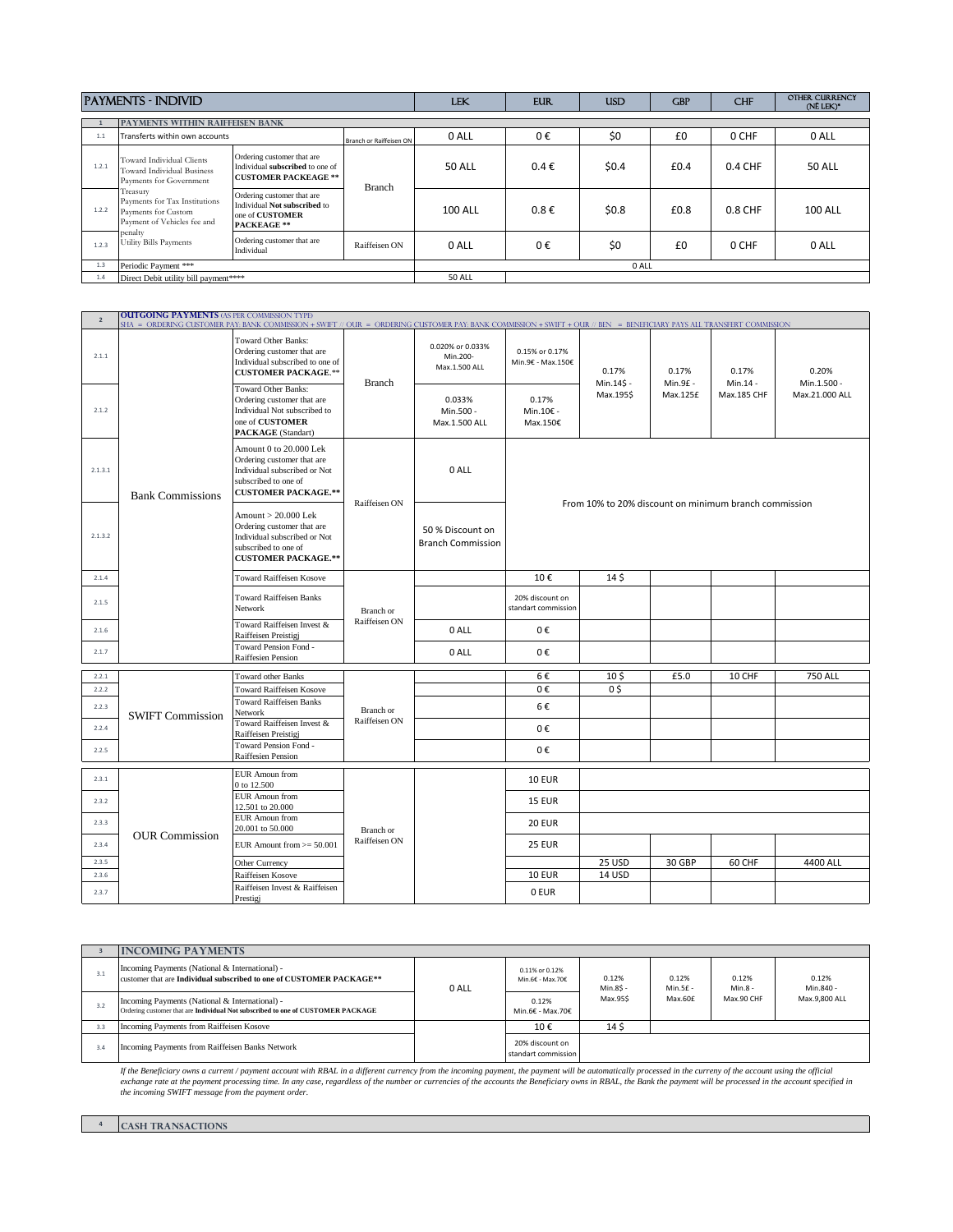| PAYMENTS - INDIVID | | | | LEK | EUR | USD | GBP | CHF | OTHER CURRENCY (NË LEK)* |
|---|---|---|---|---|---|---|---|---|---|
| 1 | PAYMENTS WITHIN RAIFFEISEN BANK | | | | | | | | |
| 1.1 | Transfers within own accounts | | Branch or Raiffeisen ON | 0 ALL | 0 € | $0 | £0 | 0 CHF | 0 ALL |
| 1.2.1 | Toward Individual Clients Toward Individual Business Payments for Government Treasury Payments for Tax Institutions Payments for Custom Payment of Vehicles fee and penalty Utility Bills Payments | Ordering customer that are Individual **subscribed** to one of **CUSTOMER PACKEAGE \*\*** | Branch | 50 ALL | 0.4 € | $0.4 | £0.4 | 0.4 CHF | 50 ALL |
| 1.2.2 | | Ordering customer that are Individual **Not subscribed** to one of **CUSTOMER PACKEAGE \*\*** | | 100 ALL | 0.8 € | $0.8 | £0.8 | 0.8 CHF | 100 ALL |
| 1.2.3 | | Ordering customer that are Individual | Raiffeisen ON | 0 ALL | 0 € | $0 | £0 | 0 CHF | 0 ALL |
| 1.3 | Periodic Payment *** | | | 0 ALL | | | | | |
| 1.4 | Direct Debit utility bill payment**** | | | 50 ALL | | | | | |

| 2 | **OUTGOING PAYMENTS** (AS PER COMMISSION TYPE) SHA = ORDERING CUSTOMER PAY: BANK COMMISSION + SWIFT // OUR = ORDERING CUSTOMER PAY: BANK COMMISSION + SWIFT + OUR // BEN = BENEFICIARY PAYS ALL TRANSFERT COMMISSION | | | | | | | | |
|---|---|---|---|---|---|---|---|---|---|
| 2.1.1 | Bank Commissions | Toward Other Banks: Ordering customer that are Individual subscribed to one of **CUSTOMER PACKAGE.\*\*** | Branch | 0.020% or 0.033% Min.200- Max.1.500 ALL | 0.15% or 0.17% Min.9€ - Max.150€ | 0.17% Min.14$ - Max.195$ | 0.17% Min.9£ - Max.125£ | 0.17% Min.14 - Max.185 CHF | 0.20% Min.1.500 - Max.21.000 ALL |
| 2.1.2 | | Toward Other Banks: Ordering customer that are Individual Not subscribed to one of **CUSTOMER PACKAGE** (Standart) | | 0.033% Min.500 - Max.1.500 ALL | 0.17% Min.10€ - Max.150€ | | | | |
| 2.1.3.1 | | Amount 0 to 20.000 Lek Ordering customer that are Individual subscribed or Not subscribed to one of **CUSTOMER PACKAGE.\*\*** | Raiffeisen ON | 0 ALL | From 10% to 20% discount on minimum branch commission | | | | |
| 2.1.3.2 | | Amount > 20.000 Lek Ordering customer that are Individual subscribed or Not subscribed to one of **CUSTOMER PACKAGE.\*\*** | | 50 % Discount on Branch Commission | | | | | |
| 2.1.4 | | Toward Raiffeisen Kosove | Branch or Raiffeisen ON | | 10 € | 14 $ | | | |
| 2.1.5 | | Toward Raiffeisen Banks Network | | | 20% discount on standart commission | | | | |
| 2.1.6 | | Toward Raiffeisen Invest & Raiffeisen Preistigj | | 0 ALL | 0 € | | | | |
| 2.1.7 | | Toward Pension Fond - Raiffeisen Pension | | 0 ALL | 0 € | | | | |
| 2.2.1 | SWIFT Commission | Toward other Banks | Branch or Raiffeisen ON | | 6 € | 10 $ | £5.0 | 10 CHF | 750 ALL |
| 2.2.2 | | Toward Raiffeisen Kosove | | | 0 € | 0 $ | | | |
| 2.2.3 | | Toward Raiffeisen Banks Network | | | 6 € | | | | |
| 2.2.4 | | Toward Raiffeisen Invest & Raiffeisen Preistigj | | | 0 € | | | | |
| 2.2.5 | | Toward Pension Fond - Raiffeisen Pension | | | 0 € | | | | |
| 2.3.1 | OUR Commission | EUR Amoun from 0 to 12.500 | Branch or Raiffeisen ON | | 10 EUR | | | | |
| 2.3.2 | | EUR Amoun from 12.501 to 20.000 | | | 15 EUR | | | | |
| 2.3.3 | | EUR Amoun from 20.001 to 50.000 | | | 20 EUR | | | | |
| 2.3.4 | | EUR Amount from >= 50.001 | | | 25 EUR | | | | |
| 2.3.5 | | Other Currency | | | | 25 USD | 30 GBP | 60 CHF | 4400 ALL |
| 2.3.6 | | Raiffeisen Kosove | | | 10 EUR | 14 USD | | | |
| 2.3.7 | | Raiffeisen Invest & Raiffeisen Prestigj | | | 0 EUR | | | | |

| 3 | INCOMING PAYMENTS | | | | | | |
|---|---|---|---|---|---|---|---|
| 3.1 | Incoming Payments (National & International) - customer that are **Individual subscribed to one of CUSTOMER PACKAGE\*\*** | 0 ALL | 0.11% or 0.12% Min.6€ - Max.70€ | 0.12% Min.8$ - Max.95$ | 0.12% Min.5£ - Max.60£ | 0.12% Min.8 - Max.90 CHF | 0.12% Min.840 - Max.9,800 ALL |
| 3.2 | Incoming Payments (National & International) - Ordering customer that are **Individual Not subscribed to one of CUSTOMER PACKAGE** | | 0.12% Min.6€ - Max.70€ | | | | |
| 3.3 | Incoming Payments from Raiffeisen Kosove | | 10 € | 14 $ | | | |
| 3.4 | Incoming Payments from Raiffeisen Banks Network | | 20% discount on standart commission | | | | |

*If the Beneficiary owns a current / payment account with RBAL in a different currency from the incoming payment, the payment will be automatically processed in the curreny of the account using the official exchange rate at the payment processing time. In any case, regardless of the number or currencies of the accounts the Beneficiary owns in RBAL, the Bank the payment will be processed in the account specified in the incoming SWIFT message from the payment order.*

| 4 | CASH TRANSACTIONS |
|---|---|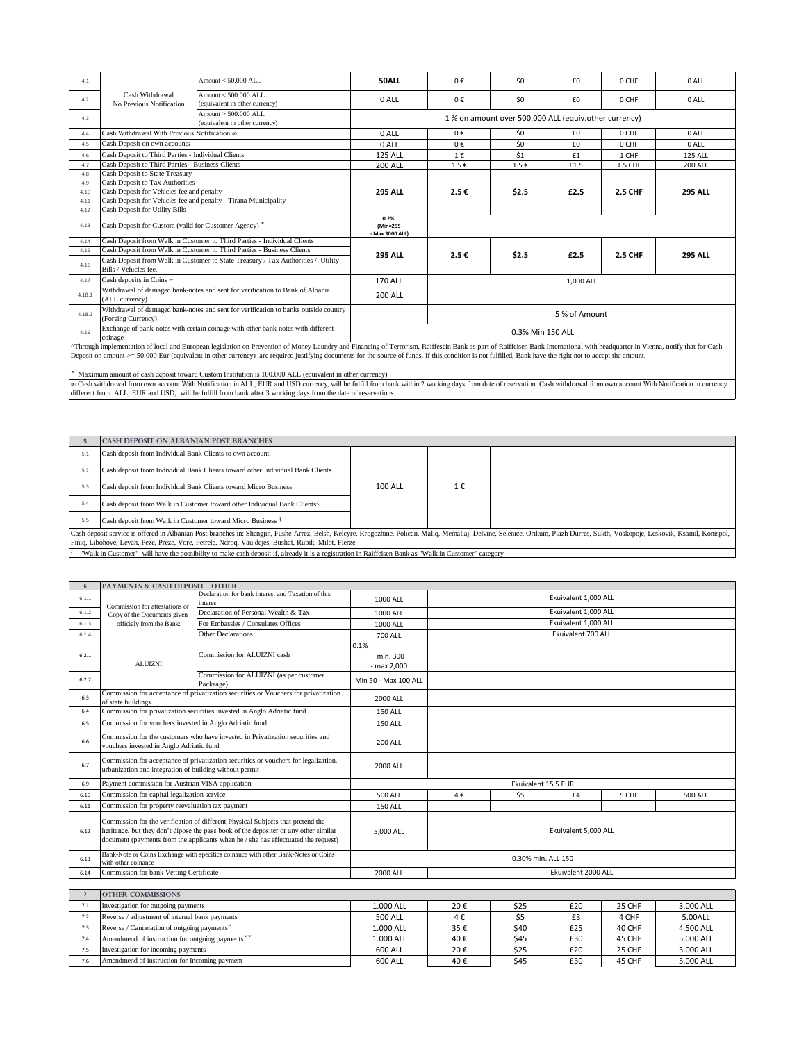| | | | | | | | | |
|---|---|---|---|---|---|---|---|---|
| 4.1 | Cash Withdrawal No Previous Notification | Amount < 50.000 ALL | 50ALL | 0 € | $0 | £0 | 0 CHF | 0 ALL |
| 4.2 | | Amount < 500.000 ALL (equivalent in other currency) | 0 ALL | 0 € | $0 | £0 | 0 CHF | 0 ALL |
| 4.3 | | Amount > 500.000 ALL (equivalent in other currency) | 1 % on amount over 500.000 ALL (equiv.other currency) | | | | | |
| 4.4 | Cash Withdrawal With Previous Notification ∞ | | 0 ALL | 0 € | $0 | £0 | 0 CHF | 0 ALL |
| 4.5 | Cash Deposit on own accounts | | 0 ALL | 0 € | $0 | £0 | 0 CHF | 0 ALL |
| 4.6 | Cash Deposit to Third Parties - Individual Clients | | 125 ALL | 1 € | $1 | £1 | 1 CHF | 125 ALL |
| 4.7 | Cash Deposit to Third Parties - Business Clients | | 200 ALL | 1.5 € | 1.5 € | £1.5 | 1.5 CHF | 200 ALL |
| 4.8 | Cash Deposit to State Treasury | | 295 ALL | 2.5 € | $2.5 | £2.5 | 2.5 CHF | 295 ALL |
| 4.9 | Cash Deposit to Tax Authorities | | | | | | | |
| 4.10 | Cash Deposit for Vehicles fee and penalty | | | | | | | |
| 4.11 | Cash Deposit for Vehicles fee and penalty - Tirana Municipality | | | | | | | |
| 4.12 | Cash Deposit for Utility Bills | | | | | | | |
| 4.13 | Cash Deposit for Custom (valid for Customer Agency) * | | 0.2% (Min=295 - Max 3000 ALL) | | | | | |
| 4.14 | Cash Deposit from Walk in Customer to Third Parties - Individual Clients | | 295 ALL | 2.5 € | $2.5 | £2.5 | 2.5 CHF | 295 ALL |
| 4.15 | Cash Deposit from Walk in Customer to Third Parties - Business Clients | | | | | | | |
| 4.16 | Cash Deposit from Walk in Customer to State Treasury / Tax Authorities / Utility Bills / Vehicles fee. | | | | | | | |
| 4.17 | Cash deposits in Coins ~ | | 170 ALL | 1,000 ALL | | | | |
| 4.18.1 | Withdrawal of damaged bank-notes and sent for verification to Bank of Albania (ALL currency) | | 200 ALL | | | | | |
| 4.18.2 | Withdrawal of damaged bank-notes and sent for verification to banks outside country (Foreing Currency) | | | 5 % of Amount | | | | |
| 4.19 | Exchange of bank-notes with certain coinage with other bank-notes with different coinage | | 0.3% Min 150 ALL | | | | | |

^Through implementation of local and European legislation on Prevention of Money Laundry and Financing of Terrorism, Raiffeisen Bank as part of Raiffeisen Bank International with headquarter in Vienna, notify that for Cash Deposit on amount >= 50.000 Eur (equivalent in other currency) are required justifying documents for the source of funds. If this condition is not fulfilled, Bank have the right not to accept the amount.

* Maximum amount of cash deposit toward Custom Institution is 100.000 ALL (equivalent in other currency)

∞ Cash withdrawal from own account With Notification in ALL, EUR and USD currency, will be fulfill from bank within 2 working days from date of reservation. Cash withdrawal from own account With Notification in currency different from ALL, EUR and USD, will be fulfill from bank after 3 working days from the date of reservations.

| 5 | CASH DEPOSIT ON ALBANIAN POST BRANCHES | | | |
|---|---|---|---|---|
| 5.1 | Cash deposit from Individual Bank Clients to own account | 100 ALL | 1 € | |
| 5.2 | Cash deposit from Individual Bank Clients toward other Individual Bank Clients | | | |
| 5.3 | Cash deposit from Individual Bank Clients toward Micro Business | | | |
| 5.4 | Cash deposit from Walk in Customer toward other Individual Bank Clients[1] | | | |
| 5.5 | Cash deposit from Walk in Customer toward Micro Business [1] | | | |

Cash deposit service is offered in Albanian Post branches in: Shengjin, Fushe-Arrez, Belsh, Kelcyre, Rrogozhine, Polican, Maliq, Memaliaj, Delvine, Selenice, Orikum, Plazh Durres, Sukth, Voskopoje, Leskovik, Ksamil, Konispol, Finiq, Libohove, Levan, Peze, Preze, Vore, Petrele, Ndroq, Vau dejes, Bushat, Rubik, Milot, Fierze.

[1] "Walk in Customer" will have the possibility to make cash deposit if, already it is a registration in Raiffeisen Bank as "Walk in Customer" category

| 6 | PAYMENTS & CASH DEPOSIT - OTHER | | | | | | | |
|---|---|---|---|---|---|---|---|---|
| 6.1.1 | Commission for attestations or Copy of the Documents given officialy from the Bank: | Declaration for bank interest and Taxation of this interes | 1000 ALL | Ekuivalent 1,000 ALL | | | | |
| 6.1.2 | | Declaration of Personal Wealth & Tax | 1000 ALL | Ekuivalent 1,000 ALL | | | | |
| 6.1.3 | | For Embassies / Consulates Offices | 1000 ALL | Ekuivalent 1,000 ALL | | | | |
| 6.1.4 | | Other Declarations | 700 ALL | Ekuivalent 700 ALL | | | | |
| 6.2.1 | ALUIZNI | Commission for ALUIZNI cash | 0.1% min. 300 - max 2,000 | | | | | |
| 6.2.2 | | Commission for ALUIZNI (as per customer Packeage) | Min 50 - Max 100 ALL | | | | | |
| 6.3 | Commission for acceptance of privatization securities or Vouchers for privatization of state buildings | | 2000 ALL | | | | | |
| 6.4 | Commission for privatization securities invested in Anglo Adriatic fund | | 150 ALL | | | | | |
| 6.5 | Commission for vouchers invested in Anglo Adriatic fund | | 150 ALL | | | | | |
| 6.6 | Commission for the customers who have invested in Privatization securities and vouchers invested in Anglo Adriatic fund | | 200 ALL | | | | | |
| 6.7 | Commission for acceptance of privatization securities or vouchers for legalization, urbanization and integration of building without permit | | 2000 ALL | | | | | |
| 6.9 | Payment commission for Austrian VISA application | | Ekuivalent 15.5 EUR | | | | | |
| 6.10 | Commission for capital legalization service | | 500 ALL | 4 € | $5 | £4 | 5 CHF | 500 ALL |
| 6.11 | Commission for property reevaluation tax payment | | 150 ALL | | | | | |
| 6.12 | Commission for the verification of different Physical Subjects that pretend the heritance, but they don't dipose the pass book of the depositer or any other similar document (payments from the applicants when he / she has effectuated the request) | | 5,000 ALL | Ekuivalent 5,000 ALL | | | | |
| 6.13 | Bank-Note or Coins Exchange with specifics coinance with other Bank-Notes or Coins with other coinance | | 0.30% min. ALL 150 | | | | | |
| 6.14 | Commission for bank Vetting Certificate | | 2000 ALL | Ekuivalent 2000 ALL | | | | |

| 7 | OTHER COMMISSIONS | | | | | | |
|---|---|---|---|---|---|---|---|
| 7.1 | Investigation for outgoing payments | 1.000 ALL | 20 € | $25 | £20 | 25 CHF | 3.000 ALL |
| 7.2 | Reverse / adjustment of internal bank payments | 500 ALL | 4 € | $5 | £3 | 4 CHF | 5.00ALL |
| 7.3 | Reverse / Cancelation of outgoing payments* | 1.000 ALL | 35 € | $40 | £25 | 40 CHF | 4.500 ALL |
| 7.4 | Amendmend of instruction for outgoing payments** | 1.000 ALL | 40 € | $45 | £30 | 45 CHF | 5.000 ALL |
| 7.5 | Investigation for incoming payments | 600 ALL | 20 € | $25 | £20 | 25 CHF | 3.000 ALL |
| 7.6 | Amendmend of instruction for Incoming payment | 600 ALL | 40 € | $45 | £30 | 45 CHF | 5.000 ALL |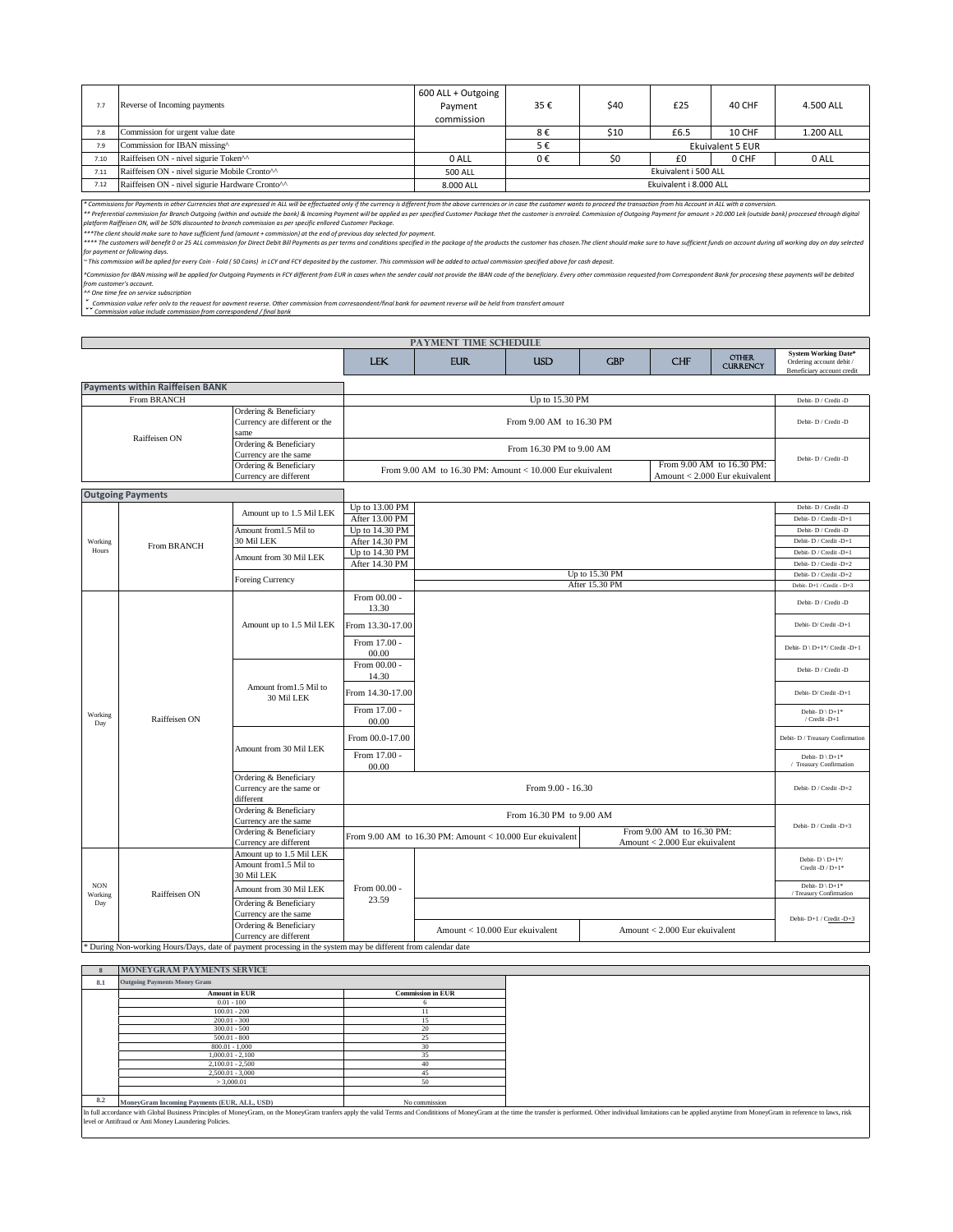| | | | | | | | |
|---|---|---|---|---|---|---|---|
| 7.7 | Reverse of Incoming payments | 600 ALL + Outgoing Payment commission | 35 € | $40 | £25 | 40 CHF | 4.500 ALL |
| 7.8 | Commission for urgent value date | | 8 € | $10 | £6.5 | 10 CHF | 1.200 ALL |
| 7.9 | Commission for IBAN missing^ | | 5 € | Ekuivalent 5 EUR | | | |
| 7.10 | Raiffeisen ON - nivel sigurie Token^^ | 0 ALL | 0 € | $0 | £0 | 0 CHF | 0 ALL |
| 7.11 | Raiffeisen ON - nivel sigurie Mobile Cronto^^ | 500 ALL | Ekuivalent i 500 ALL | | | | |
| 7.12 | Raiffeisen ON - nivel sigurie Hardware Cronto^^ | 8.000 ALL | Ekuivalent i 8.000 ALL | | | | |

*\* Commissions for Payments in other Currencies that are expressed in ALL will be effectuated only if the currency is different from the above currencies or in case the customer wants to proceed the transaction from his Account in ALL with a conversion.*
*\*\* Preferential commission for Branch Outgoing (within and outside the bank) & Incoming Payment will be applied as per specified Customer Package thet the customer is enrroled. Commission of Outgoing Payment for amount > 20.000 Lek (outside bank) proccesed through digital platform Raiffeisen ON, will be 50% discounted to branch commission as per specific enllored Customer Package.*
*\*\*\*The client should make sure to have sufficient fund (amount + commission) at the end of previous day selected for payment.*
*\*\*\*\* The customers will benefit 0 or 25 ALL commission for Direct Debit Bill Payments as per terms and conditions specified in the package of the products the customer has chosen.The client should make sure to have sufficient funds on account during all working day on day selected for payment or following days.*
*~This commission will be aplied for every Coin - Fold ( 50 Coins) in LCY and FCY deposited by the customer. This commission will be added to actual commission specified above for cash deposit.*
*^Commission for IBAN missing will be applied for Outgoing Payments in FCY different from EUR in cases when the sender could not provide the IBAN code of the beneficiary. Every other commission requested from Correspondent Bank for procesing these payments will be debited from customer's account.*
*^^ One time fee on service subscription*
*\* Commission value refer only to the request for payment reverse. Other commission from correspondent/final bank for payment reverse will be held from transfert amount*
*\*\* Commission value include commission from correspondend / final bank*

## PAYMENT TIME SCHEDULE

| | | | LEK | EUR | USD | GBP | CHF | OTHER CURRENCY | System Working Date* Ordering account debit / Beneficiary account credit |
|---|---|---|---|---|---|---|---|---|---|
| **Payments within Raiffeisen BANK** | | | | | | | | | |
| From BRANCH | | | Up to 15.30 PM | | | | | | Debit- D / Credit -D |
| Raiffeisen ON | Ordering & Beneficiary Currency are different or the same | | From 9.00 AM to 16.30 PM | | | | | | Debit- D / Credit -D |
| | Ordering & Beneficiary Currency are the same | | From 16.30 PM to 9.00 AM | | | | | | Debit- D / Credit -D |
| | Ordering & Beneficiary Currency are different | | From 9.00 AM to 16.30 PM: Amount < 10.000 Eur ekuivalent | | | | From 9.00 AM to 16.30 PM: Amount < 2.000 Eur ekuivalent | | |
| **Outgoing Payments** | | | | | | | | | |
| Working Hours | From BRANCH | Amount up to 1.5 Mil LEK | Up to 13.00 PM | | | | | | Debit- D / Credit -D |
| | | | After 13.00 PM | | | | | | Debit- D / Credit -D+1 |
| | | Amount from1.5 Mil to 30 Mil LEK | Up to 14.30 PM | | | | | | Debit- D / Credit -D |
| | | | After 14.30 PM | | | | | | Debit- D / Credit -D+1 |
| | | Amount from 30 Mil LEK | Up to 14.30 PM | | | | | | Debit- D / Credit -D+1 |
| | | | After 14.30 PM | | | | | | Debit- D / Credit -D+2 |
| | | Foreing Currency | | Up to 15.30 PM | | | | | Debit- D / Credit -D+2 |
| | | | | After 15.30 PM | | | | | Debit- D+1 / Credit - D+3 |
| Working Day | Raiffeisen ON | Amount up to 1.5 Mil LEK | From 00.00 - 13.30 | | | | | | Debit- D / Credit -D |
| | | | From 13.30-17.00 | | | | | | Debit- D/ Credit -D+1 |
| | | | From 17.00 - 00.00 | | | | | | Debit- D \ D+1*/ Credit -D+1 |
| | | Amount from1.5 Mil to 30 Mil LEK | From 00.00 - 14.30 | | | | | | Debit- D / Credit -D |
| | | | From 14.30-17.00 | | | | | | Debit- D/ Credit -D+1 |
| | | | From 17.00 - 00.00 | | | | | | Debit- D \ D+1* / Credit -D+1 |
| | | Amount from 30 Mil LEK | From 00.0-17.00 | | | | | | Debit- D / Treasury Confirmation |
| | | | From 17.00 - 00.00 | | | | | | Debit- D \ D+1* / Treasury Confirmation |
| | | Ordering & Beneficiary Currency are the same or different | From 9.00 - 16.30 | | | | | | Debit- D / Credit -D+2 |
| | | Ordering & Beneficiary Currency are the same | From 16.30 PM to 9.00 AM | | | | | | Debit- D / Credit -D+3 |
| | | Ordering & Beneficiary Currency are different | From 9.00 AM to 16.30 PM: Amount < 10.000 Eur ekuivalent | | | From 9.00 AM to 16.30 PM: Amount < 2.000 Eur ekuivalent | | | |
| NON Working Day | Raiffeisen ON | Amount up to 1.5 Mil LEK | From 00.00 - 23.59 | | | | | | Debit- D \ D+1*/ Credit -D / D+1* |
| | | Amount from1.5 Mil to 30 Mil LEK | | | | | | | |
| | | Amount from 30 Mil LEK | | | | | | | Debit- D \ D+1* / Treasury Confirmation |
| | | Ordering & Beneficiary Currency are the same | | | | | | | Debit- D+1 / Credit -D+3 |
| | | Ordering & Beneficiary Currency are different | | Amount < 10.000 Eur ekuivalent | | Amount < 2.000 Eur ekuivalent | | | |

\* During Non-working Hours/Days, date of payment processing in the system may be different from calendar date

## 8 MONEYGRAM PAYMENTS SERVICE

**8.1 Outgoing Payments Money Gram**

| Amount in EUR | Commission in EUR |
|---|---|
| 0.01 - 100 | 6 |
| 100.01 - 200 | 11 |
| 200.01 - 300 | 15 |
| 300.01 - 500 | 20 |
| 500.01 - 800 | 25 |
| 800.01 - 1,000 | 30 |
| 1,000.01 - 2,100 | 35 |
| 2,100.01 - 2,500 | 40 |
| 2,500.01 - 3,000 | 45 |
| > 3,000.01 | 50 |

| | | |
|---|---|---|
| 8.2 | MoneyGram Incoming Payments (EUR, ALL, USD) | No commission |

In full accordance with Global Business Principles of MoneyGram, on the MoneyGram tranfers apply the valid Terms and Condititions of MoneyGram at the time the transfer is performed. Other individual limitations can be applied anytime from MoneyGram in reference to laws, risk level or Antifraud or Anti Money Laundering Policies.